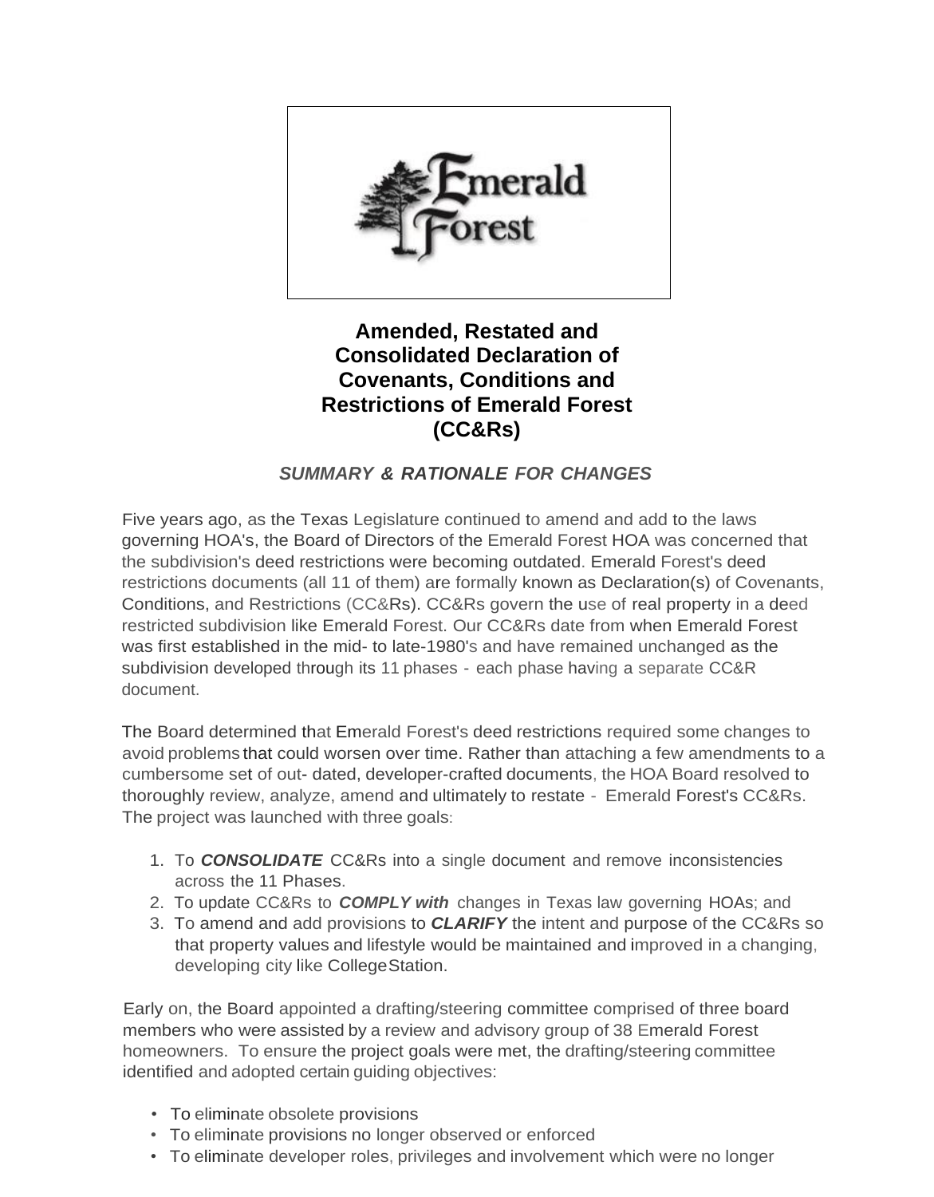# Amended, Restated and Consolidated Declaration of Covenants, Conditions and Restrictions of Emerald Forest (CC&Rs)

## *SUMMARY & RATIONALE FOR CHANGES*

Five years ago, as the Texas Legislature continued to amend and add to the laws governing HOA's, the Board of Directors of the Emerald Forest HOA was concerned that the subdivision's deed restrictions were becoming outdated. Emerald Forest's deed restrictions documents (all 11 of them) are formally known as Declaration(s) of Covenants, Conditions, and Restrictions (CC&Rs). CC&Rs govern the use of real property in a deed restricted subdivision like Emerald Forest. Our CC&Rs date from when Emerald Forest was first established in the mid- to late-1980's and have remained unchanged as the subdivision developed through its 11 phases - each phase having a separate CC&R document.

The Board determined that Emerald Forest's deed restrictions required some changes to avoid problems that could worsen over time. Rather than attaching a few amendments to a cumbersome set of out- dated, developer-crafted documents, the HOA Board resolved to thoroughly review, analyze, amend and ultimately to restate - Emerald Forest's CC&Rs. The project was launched with three goals:

1. To ***CONSOLIDATE*** CC&Rs into a single document and remove inconsistencies across the 11 Phases.
2. To update CC&Rs to ***COMPLY with*** changes in Texas law governing HOAs; and
3. To amend and add provisions to ***CLARIFY*** the intent and purpose of the CC&Rs so that property values and lifestyle would be maintained and improved in a changing, developing city like College Station.

Early on, the Board appointed a drafting/steering committee comprised of three board members who were assisted by a review and advisory group of 38 Emerald Forest homeowners. To ensure the project goals were met, the drafting/steering committee identified and adopted certain guiding objectives:

- To eliminate obsolete provisions
- To eliminate provisions no longer observed or enforced
- To eliminate developer roles, privileges and involvement which were no longer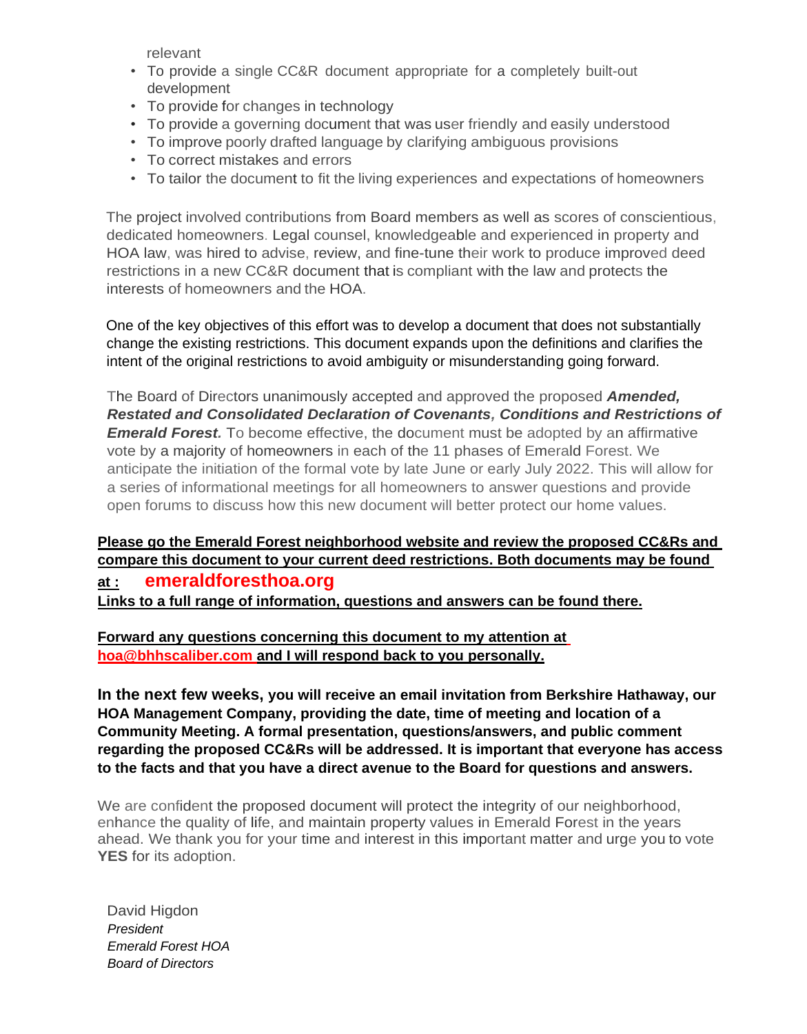relevant

- To provide a single CC&R document appropriate for a completely built-out development
- To provide for changes in technology
- To provide a governing document that was user friendly and easily understood
- To improve poorly drafted language by clarifying ambiguous provisions
- To correct mistakes and errors
- To tailor the document to fit the living experiences and expectations of homeowners

The project involved contributions from Board members as well as scores of conscientious, dedicated homeowners. Legal counsel, knowledgeable and experienced in property and HOA law, was hired to advise, review, and fine-tune their work to produce improved deed restrictions in a new CC&R document that is compliant with the law and protects the interests of homeowners and the HOA.

One of the key objectives of this effort was to develop a document that does not substantially change the existing restrictions. This document expands upon the definitions and clarifies the intent of the original restrictions to avoid ambiguity or misunderstanding going forward.

The Board of Directors unanimously accepted and approved the proposed ***Amended, Restated and Consolidated Declaration of Covenants, Conditions and Restrictions of Emerald Forest.*** To become effective, the document must be adopted by an affirmative vote by a majority of homeowners in each of the 11 phases of Emerald Forest. We anticipate the initiation of the formal vote by late June or early July 2022. This will allow for a series of informational meetings for all homeowners to answer questions and provide open forums to discuss how this new document will better protect our home values.

**Please go the Emerald Forest neighborhood website and review the proposed CC&Rs and compare this document to your current deed restrictions. Both documents may be found at : emeraldforesthoa.org**
**Links to a full range of information, questions and answers can be found there.**

**Forward any questions concerning this document to my attention at hoa@bhhscaliber.com and I will respond back to you personally.**

**In the next few weeks, you will receive an email invitation from Berkshire Hathaway, our HOA Management Company, providing the date, time of meeting and location of a Community Meeting. A formal presentation, questions/answers, and public comment regarding the proposed CC&Rs will be addressed. It is important that everyone has access to the facts and that you have a direct avenue to the Board for questions and answers.**

We are confident the proposed document will protect the integrity of our neighborhood, enhance the quality of life, and maintain property values in Emerald Forest in the years ahead. We thank you for your time and interest in this important matter and urge you to vote **YES** for its adoption.

David Higdon
*President*
*Emerald Forest HOA*
*Board of Directors*